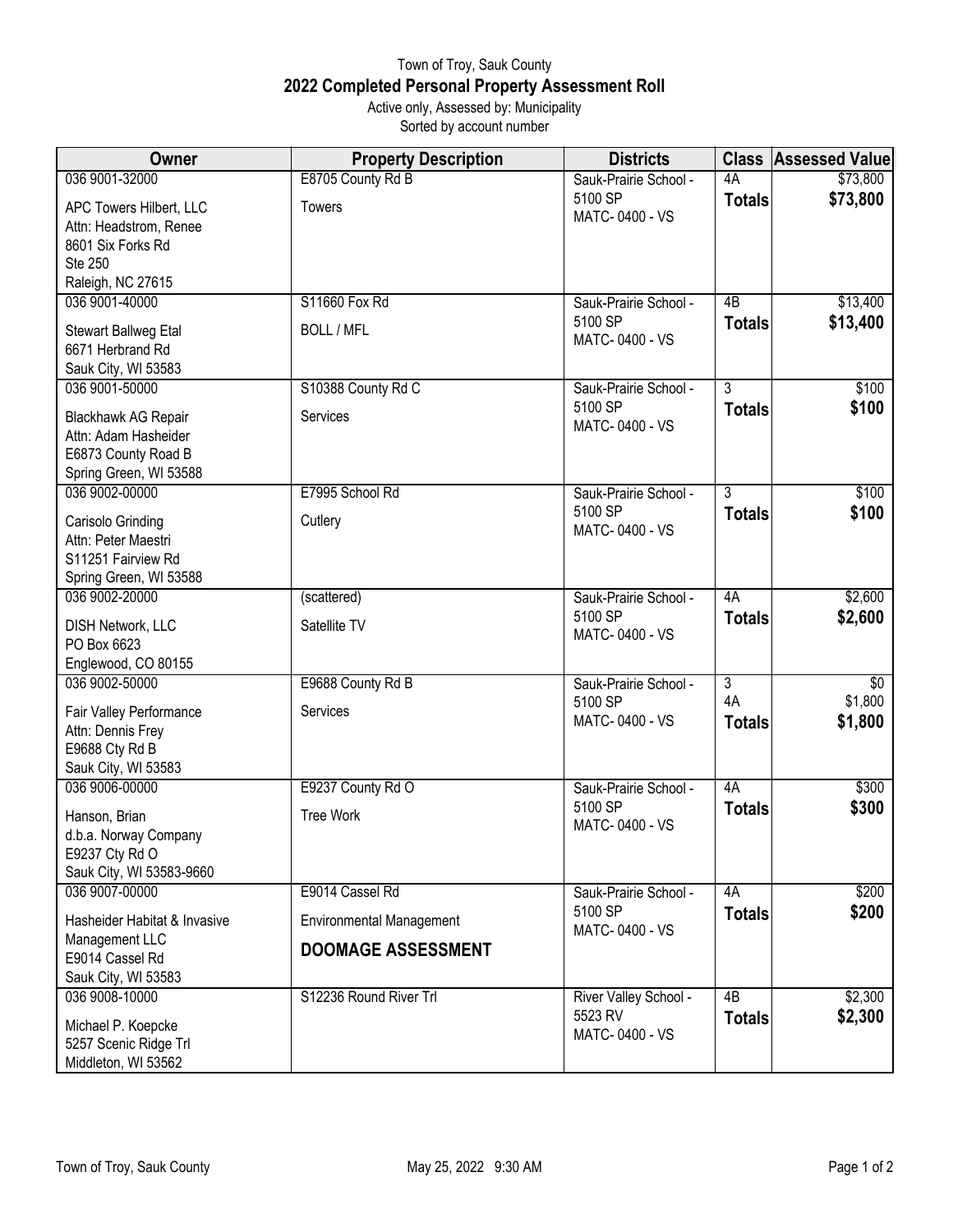# Town of Troy, Sauk County

## 2022 Completed Personal Property Assessment Roll

Active only, Assessed by: Municipality

Sorted by account number

| Owner | Property Description | Districts | Class | Assessed Value |
|---|---|---|---|---|
| 036 9001-32000<br>APC Towers Hilbert, LLC<br>Attn: Headstrom, Renee<br>8601 Six Forks Rd<br>Ste 250<br>Raleigh, NC 27615 | E8705 County Rd B<br>Towers | Sauk-Prairie School - 5100 SP<br>MATC- 0400 - VS | 4A<br>**Totals** | $73,800<br>**$73,800** |
| 036 9001-40000<br>Stewart Ballweg Etal<br>6671 Herbrand Rd<br>Sauk City, WI 53583 | S11660 Fox Rd<br>BOLL / MFL | Sauk-Prairie School - 5100 SP<br>MATC- 0400 - VS | 4B<br>**Totals** | $13,400<br>**$13,400** |
| 036 9001-50000<br>Blackhawk AG Repair<br>Attn: Adam Hasheider<br>E6873 County Road B<br>Spring Green, WI 53588 | S10388 County Rd C<br>Services | Sauk-Prairie School - 5100 SP<br>MATC- 0400 - VS | 3<br>**Totals** | $100<br>**$100** |
| 036 9002-00000<br>Carisolo Grinding<br>Attn: Peter Maestri<br>S11251 Fairview Rd<br>Spring Green, WI 53588 | E7995 School Rd<br>Cutlery | Sauk-Prairie School - 5100 SP<br>MATC- 0400 - VS | 3<br>**Totals** | $100<br>**$100** |
| 036 9002-20000<br>DISH Network, LLC<br>PO Box 6623<br>Englewood, CO 80155 | (scattered)<br>Satellite TV | Sauk-Prairie School - 5100 SP<br>MATC- 0400 - VS | 4A<br>**Totals** | $2,600<br>**$2,600** |
| 036 9002-50000<br>Fair Valley Performance<br>Attn: Dennis Frey<br>E9688 Cty Rd B<br>Sauk City, WI 53583 | E9688 County Rd B<br>Services | Sauk-Prairie School - 5100 SP<br>MATC- 0400 - VS | 3<br>4A<br>**Totals** | $0<br>$1,800<br>**$1,800** |
| 036 9006-00000<br>Hanson, Brian<br>d.b.a. Norway Company<br>E9237 Cty Rd O<br>Sauk City, WI 53583-9660 | E9237 County Rd O<br>Tree Work | Sauk-Prairie School - 5100 SP<br>MATC- 0400 - VS | 4A<br>**Totals** | $300<br>**$300** |
| 036 9007-00000<br>Hasheider Habitat & Invasive Management LLC<br>E9014 Cassel Rd<br>Sauk City, WI 53583 | E9014 Cassel Rd<br>Environmental Management<br>**DOOMAGE ASSESSMENT** | Sauk-Prairie School - 5100 SP<br>MATC- 0400 - VS | 4A<br>**Totals** | $200<br>**$200** |
| 036 9008-10000<br>Michael P. Koepcke<br>5257 Scenic Ridge Trl<br>Middleton, WI 53562 | S12236 Round River Trl | River Valley School - 5523 RV<br>MATC- 0400 - VS | 4B<br>**Totals** | $2,300<br>**$2,300** |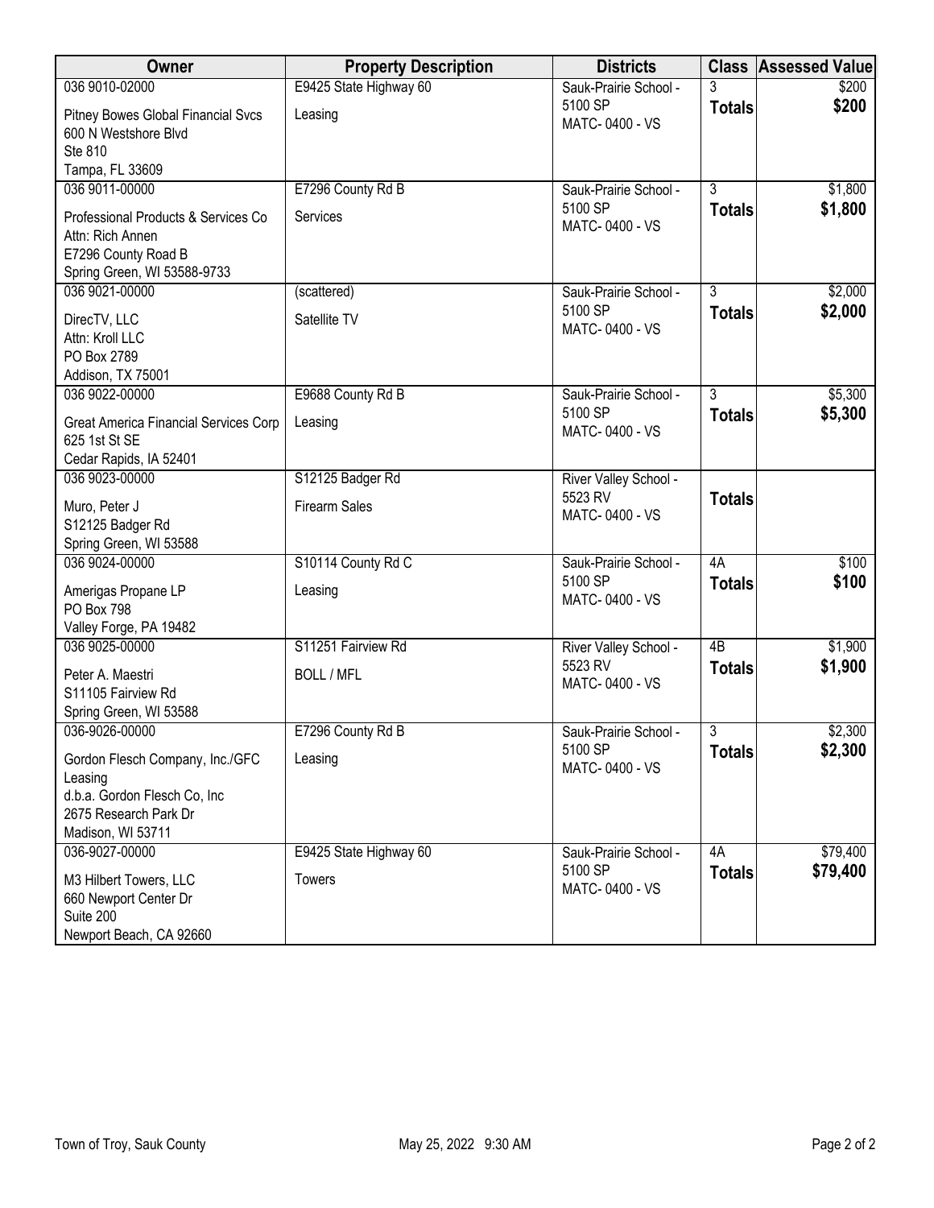| Owner | Property Description | Districts | Class | Assessed Value |
|---|---|---|---|---|
| 036 9010-02000<br>Pitney Bowes Global Financial Svcs<br>600 N Westshore Blvd<br>Ste 810<br>Tampa, FL 33609 | E9425 State Highway 60<br>Leasing | Sauk-Prairie School - 5100 SP<br>MATC- 0400 - VS | 3<br>**Totals** | $200<br>**$200** |
| 036 9011-00000<br>Professional Products & Services Co<br>Attn: Rich Annen<br>E7296 County Road B<br>Spring Green, WI 53588-9733 | E7296 County Rd B<br>Services | Sauk-Prairie School - 5100 SP<br>MATC- 0400 - VS | 3<br>**Totals** | $1,800<br>**$1,800** |
| 036 9021-00000<br>DirecTV, LLC<br>Attn: Kroll LLC<br>PO Box 2789<br>Addison, TX 75001 | (scattered)<br>Satellite TV | Sauk-Prairie School - 5100 SP<br>MATC- 0400 - VS | 3<br>**Totals** | $2,000<br>**$2,000** |
| 036 9022-00000<br>Great America Financial Services Corp<br>625 1st St SE<br>Cedar Rapids, IA 52401 | E9688 County Rd B<br>Leasing | Sauk-Prairie School - 5100 SP<br>MATC- 0400 - VS | 3<br>**Totals** | $5,300<br>**$5,300** |
| 036 9023-00000<br>Muro, Peter J<br>S12125 Badger Rd<br>Spring Green, WI 53588 | S12125 Badger Rd<br>Firearm Sales | River Valley School - 5523 RV<br>MATC- 0400 - VS | **Totals** | |
| 036 9024-00000<br>Amerigas Propane LP<br>PO Box 798<br>Valley Forge, PA 19482 | S10114 County Rd C<br>Leasing | Sauk-Prairie School - 5100 SP<br>MATC- 0400 - VS | 4A<br>**Totals** | $100<br>**$100** |
| 036 9025-00000<br>Peter A. Maestri<br>S11105 Fairview Rd<br>Spring Green, WI 53588 | S11251 Fairview Rd<br>BOLL / MFL | River Valley School - 5523 RV<br>MATC- 0400 - VS | 4B<br>**Totals** | $1,900<br>**$1,900** |
| 036-9026-00000<br>Gordon Flesch Company, Inc./GFC Leasing<br>d.b.a. Gordon Flesch Co, Inc<br>2675 Research Park Dr<br>Madison, WI 53711 | E7296 County Rd B<br>Leasing | Sauk-Prairie School - 5100 SP<br>MATC- 0400 - VS | 3<br>**Totals** | $2,300<br>**$2,300** |
| 036-9027-00000<br>M3 Hilbert Towers, LLC<br>660 Newport Center Dr<br>Suite 200<br>Newport Beach, CA 92660 | E9425 State Highway 60<br>Towers | Sauk-Prairie School - 5100 SP<br>MATC- 0400 - VS | 4A<br>**Totals** | $79,400<br>**$79,400** |

Town of Troy, Sauk County — May 25, 2022 9:30 AM